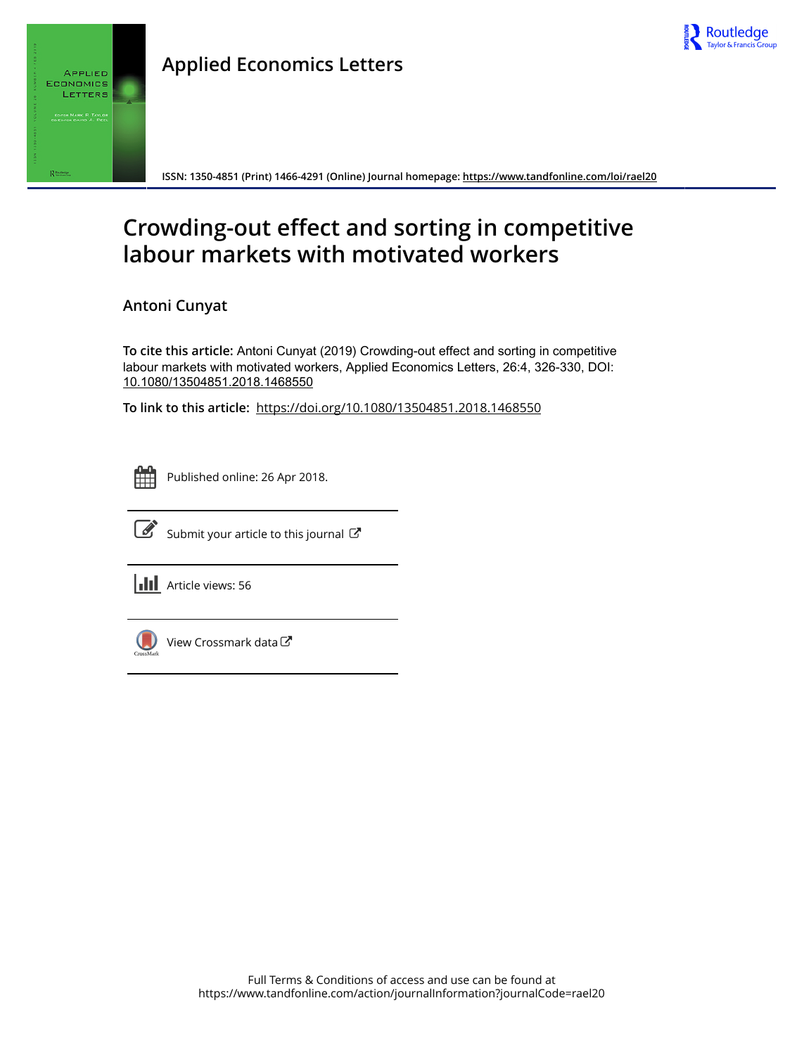Applied Economics Letters

ISSN: 1350-4851 (Print) 1466-4291 (Online) Journal homepage: https://www.tandfonline.com/loi/rael20

# Crowding-out effect and sorting in competitive labour markets with motivated workers

Antoni Cunyat

**To cite this article:** Antoni Cunyat (2019) Crowding-out effect and sorting in competitive labour markets with motivated workers, Applied Economics Letters, 26:4, 326-330, DOI: 10.1080/13504851.2018.1468550

**To link to this article:** https://doi.org/10.1080/13504851.2018.1468550

Published online: 26 Apr 2018.

Submit your article to this journal

Article views: 56

View Crossmark data

Full Terms & Conditions of access and use can be found at https://www.tandfonline.com/action/journalInformation?journalCode=rael20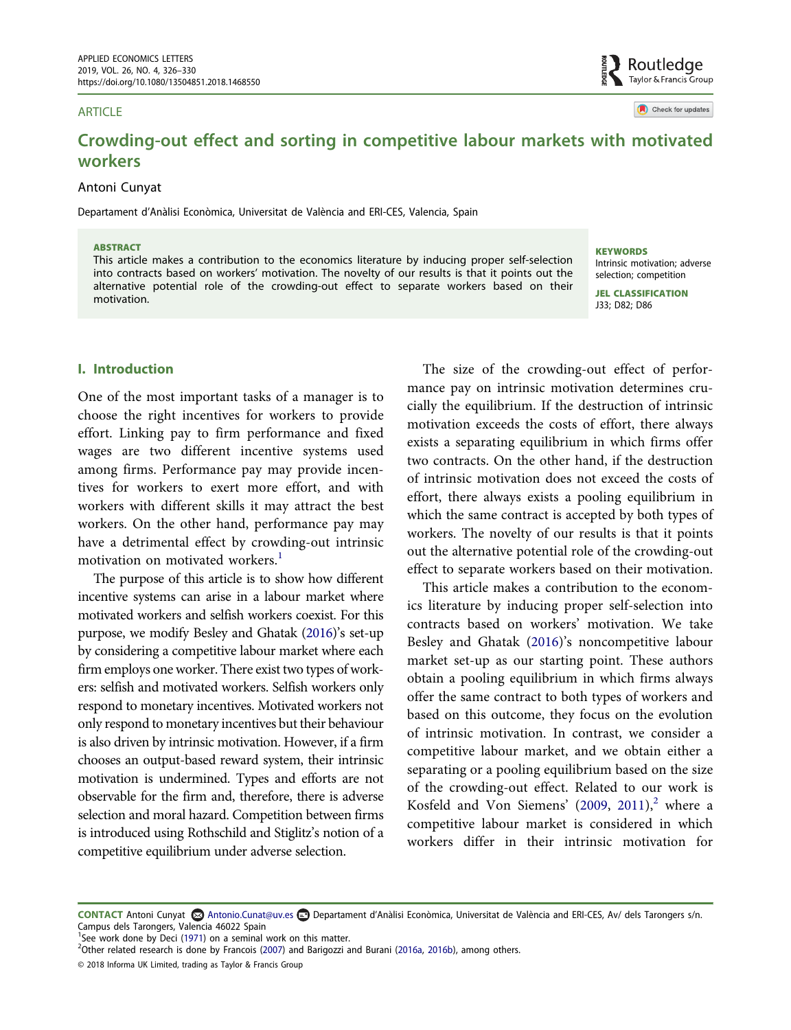# Crowding-out effect and sorting in competitive labour markets with motivated workers

Antoni Cunyat

Departament d'Anàlisi Econòmica, Universitat de València and ERI-CES, Valencia, Spain

**ABSTRACT**

This article makes a contribution to the economics literature by inducing proper self-selection into contracts based on workers' motivation. The novelty of our results is that it points out the alternative potential role of the crowding-out effect to separate workers based on their motivation.

**KEYWORDS**

Intrinsic motivation; adverse selection; competition

**JEL CLASSIFICATION**

J33; D82; D86

## I. Introduction

One of the most important tasks of a manager is to choose the right incentives for workers to provide effort. Linking pay to firm performance and fixed wages are two different incentive systems used among firms. Performance pay may provide incentives for workers to exert more effort, and with workers with different skills it may attract the best workers. On the other hand, performance pay may have a detrimental effect by crowding-out intrinsic motivation on motivated workers.[1]

The purpose of this article is to show how different incentive systems can arise in a labour market where motivated workers and selfish workers coexist. For this purpose, we modify Besley and Ghatak (2016)'s set-up by considering a competitive labour market where each firm employs one worker. There exist two types of workers: selfish and motivated workers. Selfish workers only respond to monetary incentives. Motivated workers not only respond to monetary incentives but their behaviour is also driven by intrinsic motivation. However, if a firm chooses an output-based reward system, their intrinsic motivation is undermined. Types and efforts are not observable for the firm and, therefore, there is adverse selection and moral hazard. Competition between firms is introduced using Rothschild and Stiglitz's notion of a competitive equilibrium under adverse selection.

The size of the crowding-out effect of performance pay on intrinsic motivation determines crucially the equilibrium. If the destruction of intrinsic motivation exceeds the costs of effort, there always exists a separating equilibrium in which firms offer two contracts. On the other hand, if the destruction of intrinsic motivation does not exceed the costs of effort, there always exists a pooling equilibrium in which the same contract is accepted by both types of workers. The novelty of our results is that it points out the alternative potential role of the crowding-out effect to separate workers based on their motivation.

This article makes a contribution to the economics literature by inducing proper self-selection into contracts based on workers' motivation. We take Besley and Ghatak (2016)'s noncompetitive labour market set-up as our starting point. These authors obtain a pooling equilibrium in which firms always offer the same contract to both types of workers and based on this outcome, they focus on the evolution of intrinsic motivation. In contrast, we consider a competitive labour market, and we obtain either a separating or a pooling equilibrium based on the size of the crowding-out effect. Related to our work is Kosfeld and Von Siemens' (2009, 2011),[2] where a competitive labour market is considered in which workers differ in their intrinsic motivation for

---

**CONTACT** Antoni Cunyat Antonio.Cunat@uv.es Departament d'Anàlisi Econòmica, Universitat de València and ERI-CES, Av/ dels Tarongers s/n. Campus dels Tarongers, Valencia 46022 Spain

[1] See work done by Deci (1971) on a seminal work on this matter.

[2] Other related research is done by Francois (2007) and Barigozzi and Burani (2016a, 2016b), among others.

© 2018 Informa UK Limited, trading as Taylor & Francis Group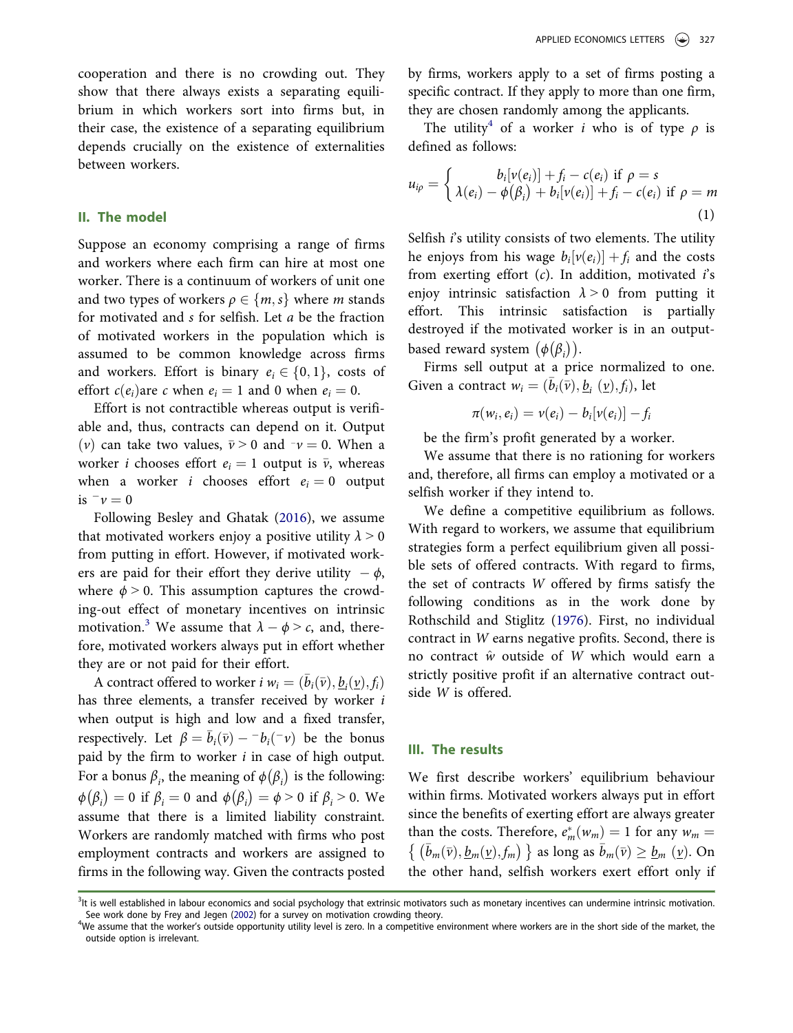cooperation and there is no crowding out. They show that there always exists a separating equilibrium in which workers sort into firms but, in their case, the existence of a separating equilibrium depends crucially on the existence of externalities between workers.

## II. The model

Suppose an economy comprising a range of firms and workers where each firm can hire at most one worker. There is a continuum of workers of unit one and two types of workers $\rho \in \{m, s\}$ where $m$ stands for motivated and $s$ for selfish. Let $a$ be the fraction of motivated workers in the population which is assumed to be common knowledge across firms and workers. Effort is binary $e_i \in \{0, 1\}$, costs of effort $c(e_i)$are $c$ when $e_i = 1$ and 0 when $e_i = 0$.

Effort is not contractible whereas output is verifiable and, thus, contracts can depend on it. Output $(v)$ can take two values, $\bar{v} > 0$ and $^{-}v = 0$. When a worker $i$ chooses effort $e_i = 1$ output is $\bar{v}$, whereas when a worker $i$ chooses effort $e_i = 0$ output is $^{-}v = 0$

Following Besley and Ghatak (2016), we assume that motivated workers enjoy a positive utility $\lambda > 0$ from putting in effort. However, if motivated workers are paid for their effort they derive utility $-\phi$, where $\phi > 0$. This assumption captures the crowding-out effect of monetary incentives on intrinsic motivation.[3] We assume that $\lambda - \phi > c$, and, therefore, motivated workers always put in effort whether they are or not paid for their effort.

A contract offered to worker $i$ $w_i = (\bar{b}_i(\bar{v}), \underline{b}_i(\underline{v}), f_i)$ has three elements, a transfer received by worker $i$ when output is high and low and a fixed transfer, respectively. Let $\beta = \bar{b}_i(\bar{v}) - {}^{-}b_i({}^{-}v)$ be the bonus paid by the firm to worker $i$ in case of high output. For a bonus $\beta_i$, the meaning of $\phi(\beta_i)$ is the following: $\phi(\beta_i) = 0$ if $\beta_i = 0$ and $\phi(\beta_i) = \phi > 0$ if $\beta_i > 0$. We assume that there is a limited liability constraint. Workers are randomly matched with firms who post employment contracts and workers are assigned to firms in the following way. Given the contracts posted by firms, workers apply to a set of firms posting a specific contract. If they apply to more than one firm, they are chosen randomly among the applicants.

The utility[4] of a worker $i$ who is of type $\rho$ is defined as follows:

$$u_{i\rho} = \begin{cases} b_i[v(e_i)] + f_i - c(e_i) \text{ if } \rho = s \\ \lambda(e_i) - \phi(\beta_i) + b_i[v(e_i)] + f_i - c(e_i) \text{ if } \rho = m \end{cases} \tag{1}$$

Selfish $i$'s utility consists of two elements. The utility he enjoys from his wage $b_i[v(e_i)] + f_i$ and the costs from exerting effort $(c)$. In addition, motivated $i$'s enjoy intrinsic satisfaction $\lambda > 0$ from putting it effort. This intrinsic satisfaction is partially destroyed if the motivated worker is in an output-based reward system $(\phi(\beta_i))$.

Firms sell output at a price normalized to one. Given a contract $w_i = (\bar{b}_i(\bar{v}), \underline{b}_i\ (\underline{v}), f_i)$, let

$$\pi(w_i, e_i) = v(e_i) - b_i[v(e_i)] - f_i$$

be the firm's profit generated by a worker.

We assume that there is no rationing for workers and, therefore, all firms can employ a motivated or a selfish worker if they intend to.

We define a competitive equilibrium as follows. With regard to workers, we assume that equilibrium strategies form a perfect equilibrium given all possible sets of offered contracts. With regard to firms, the set of contracts $W$ offered by firms satisfy the following conditions as in the work done by Rothschild and Stiglitz (1976). First, no individual contract in $W$ earns negative profits. Second, there is no contract $\hat{w}$ outside of $W$ which would earn a strictly positive profit if an alternative contract outside $W$ is offered.

## III. The results

We first describe workers' equilibrium behaviour within firms. Motivated workers always put in effort since the benefits of exerting effort are always greater than the costs. Therefore, $e^*_m(w_m) = 1$ for any $w_m = \{ (\bar{b}_m(\bar{v}), \underline{b}_m(\underline{v}), f_m) \}$ as long as $\bar{b}_m(\bar{v}) \geq \underline{b}_m\ (\underline{v})$. On the other hand, selfish workers exert effort only if

[3]It is well established in labour economics and social psychology that extrinsic motivators such as monetary incentives can undermine intrinsic motivation. See work done by Frey and Jegen (2002) for a survey on motivation crowding theory.

[4]We assume that the worker's outside opportunity utility level is zero. In a competitive environment where workers are in the short side of the market, the outside option is irrelevant.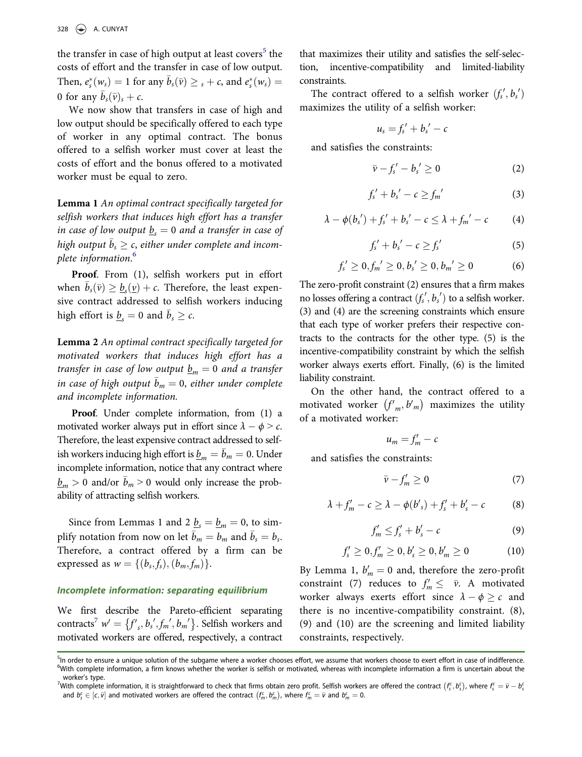the transfer in case of high output at least covers[5] the costs of effort and the transfer in case of low output. Then, $e^*_s(w_s) = 1$ for any $\bar{b}_s(\bar{v}) \geq {}_s + c$, and $e^*_s(w_s) = 0$ for any $\bar{b}_s(\bar{v})_s + c$.

We now show that transfers in case of high and low output should be specifically offered to each type of worker in any optimal contract. The bonus offered to a selfish worker must cover at least the costs of effort and the bonus offered to a motivated worker must be equal to zero.

**Lemma 1** *An optimal contract specifically targeted for selfish workers that induces high effort has a transfer in case of low output $\underline{b}_s = 0$ and a transfer in case of high output $\bar{b}_s \geq c$, either under complete and incomplete information.*[6]

**Proof**. From (1), selfish workers put in effort when $\bar{b}_s(\bar{v}) \geq \underline{b}_s(\underline{v}) + c$. Therefore, the least expensive contract addressed to selfish workers inducing high effort is $\underline{b}_s = 0$ and $\bar{b}_s \geq c$.

**Lemma 2** *An optimal contract specifically targeted for motivated workers that induces high effort has a transfer in case of low output $\underline{b}_m = 0$ and a transfer in case of high output $\bar{b}_m = 0$, either under complete and incomplete information.*

**Proof**. Under complete information, from (1) a motivated worker always put in effort since $\lambda - \phi > c$. Therefore, the least expensive contract addressed to selfish workers inducing high effort is $\underline{b}_m = \bar{b}_m = 0$. Under incomplete information, notice that any contract where $\underline{b}_m > 0$ and/or $\bar{b}_m > 0$ would only increase the probability of attracting selfish workers.

Since from Lemmas 1 and 2 $\underline{b}_s = \underline{b}_m = 0$, to simplify notation from now on let $\bar{b}_m = b_m$ and $\bar{b}_s = b_s$. Therefore, a contract offered by a firm can be expressed as $w = \{(b_s, f_s), (b_m, f_m)\}$.

### Incomplete information: separating equilibrium

We first describe the Pareto-efficient separating contracts[7] $w' = \{f'_s, b_s{}', f_m{}', b_m{}'\}$. Selfish workers and motivated workers are offered, respectively, a contract that maximizes their utility and satisfies the self-selection, incentive-compatibility and limited-liability constraints.

The contract offered to a selfish worker $(f_s{}', b_s{}')$ maximizes the utility of a selfish worker:

$$u_s = f_s{}' + b_s{}' - c$$

and satisfies the constraints:

$$\bar{v} - f_s{}' - b_s{}' \geq 0 \tag{2}$$

$$f_s{}' + b_s{}' - c \geq f_m{}' \tag{3}$$

$$\lambda - \phi(b_s{}') + f_s{}' + b_s{}' - c \leq \lambda + f_m{}' - c \tag{4}$$

$$f_s{}' + b_s{}' - c \geq f_s{}' \tag{5}$$

$$f_s{}' \geq 0, f_m{}' \geq 0, b_s{}' \geq 0, b_m{}' \geq 0 \tag{6}$$

The zero-profit constraint (2) ensures that a firm makes no losses offering a contract $(f_s{}', b_s{}')$ to a selfish worker. (3) and (4) are the screening constraints which ensure that each type of worker prefers their respective contracts to the contracts for the other type. (5) is the incentive-compatibility constraint by which the selfish worker always exerts effort. Finally, (6) is the limited liability constraint.

On the other hand, the contract offered to a motivated worker $(f'_m, b'_m)$ maximizes the utility of a motivated worker:

$$u_m = f'_m - c$$

and satisfies the constraints:

$$\bar{v} - f'_m \geq 0 \tag{7}$$

$$\lambda + f'_m - c \geq \lambda - \phi(b'_s) + f'_s + b'_s - c \tag{8}$$

$$f'_m \leq f'_s + b'_s - c \tag{9}$$

$$f'_s \geq 0, f'_m \geq 0, b'_s \geq 0, b'_m \geq 0 \tag{10}$$

By Lemma 1, $b'_m = 0$ and, therefore the zero-profit constraint (7) reduces to $f'_m \leq \bar{v}$. A motivated worker always exerts effort since $\lambda - \phi \geq c$ and there is no incentive-compatibility constraint. (8), (9) and (10) are the screening and limited liability constraints, respectively.

---

[5] In order to ensure a unique solution of the subgame where a worker chooses effort, we assume that workers choose to exert effort in case of indifference.

[6] With complete information, a firm knows whether the worker is selfish or motivated, whereas with incomplete information a firm is uncertain about the worker's type.

[7] With complete information, it is straightforward to check that firms obtain zero profit. Selfish workers are offered the contract $(f^c_s, b^c_s)$, where $f^c_s = \bar{v} - b^c_s$ and $b^c_s \in [c, \bar{v}]$ and motivated workers are offered the contract $(f^c_m, b^c_m)$, where $f^c_m = \bar{v}$ and $b^c_m = 0$.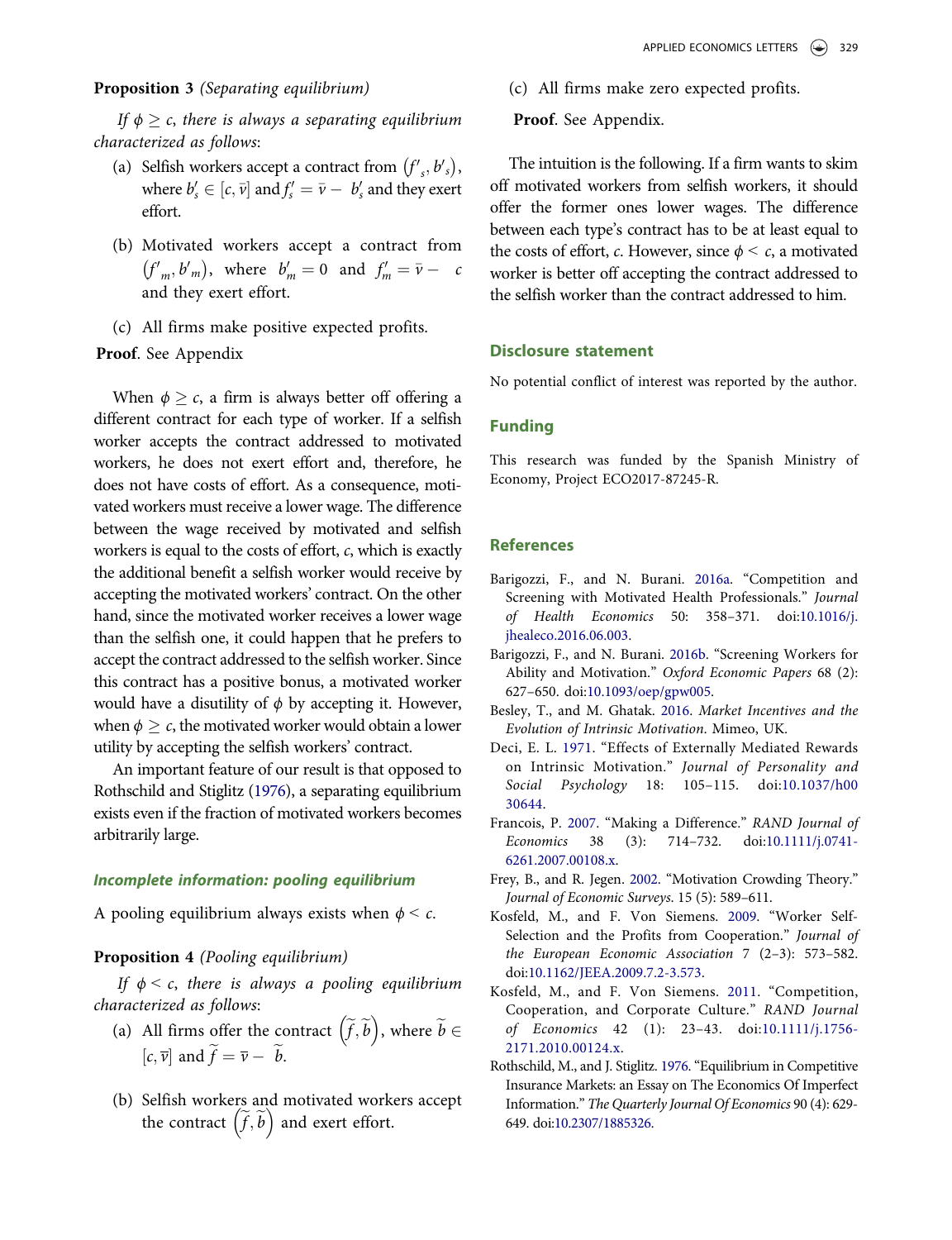**Proposition 3** *(Separating equilibrium)*

*If $\phi \geq c$, there is always a separating equilibrium characterized as follows*:

(a) Selfish workers accept a contract from $(f'_s, b'_s)$, where $b'_s \in [c, \bar{v}]$ and $f'_s = \bar{v} - b'_s$ and they exert effort.

(b) Motivated workers accept a contract from $(f'_m, b'_m)$, where $b'_m = 0$ and $f'_m = \bar{v} - c$ and they exert effort.

(c) All firms make positive expected profits.

**Proof**. See Appendix

When $\phi \geq c$, a firm is always better off offering a different contract for each type of worker. If a selfish worker accepts the contract addressed to motivated workers, he does not exert effort and, therefore, he does not have costs of effort. As a consequence, motivated workers must receive a lower wage. The difference between the wage received by motivated and selfish workers is equal to the costs of effort, $c$, which is exactly the additional benefit a selfish worker would receive by accepting the motivated workers' contract. On the other hand, since the motivated worker receives a lower wage than the selfish one, it could happen that he prefers to accept the contract addressed to the selfish worker. Since this contract has a positive bonus, a motivated worker would have a disutility of $\phi$ by accepting it. However, when $\phi \geq c$, the motivated worker would obtain a lower utility by accepting the selfish workers' contract.

An important feature of our result is that opposed to Rothschild and Stiglitz (1976), a separating equilibrium exists even if the fraction of motivated workers becomes arbitrarily large.

### *Incomplete information: pooling equilibrium*

A pooling equilibrium always exists when $\phi < c$.

**Proposition 4** *(Pooling equilibrium)*

*If $\phi < c$, there is always a pooling equilibrium characterized as follows*:

(a) All firms offer the contract $(\tilde{f}, \tilde{b})$, where $\tilde{b} \in [c, \bar{v}]$ and $\tilde{f} = \bar{v} - \tilde{b}$.

(b) Selfish workers and motivated workers accept the contract $(\tilde{f}, \tilde{b})$ and exert effort.

(c) All firms make zero expected profits.

**Proof**. See Appendix.

The intuition is the following. If a firm wants to skim off motivated workers from selfish workers, it should offer the former ones lower wages. The difference between each type's contract has to be at least equal to the costs of effort, $c$. However, since $\phi < c$, a motivated worker is better off accepting the contract addressed to the selfish worker than the contract addressed to him.

## Disclosure statement

No potential conflict of interest was reported by the author.

## Funding

This research was funded by the Spanish Ministry of Economy, Project ECO2017-87245-R.

## References

Barigozzi, F., and N. Burani. 2016a. "Competition and Screening with Motivated Health Professionals." *Journal of Health Economics* 50: 358–371. doi:10.1016/j.jhealeco.2016.06.003.

Barigozzi, F., and N. Burani. 2016b. "Screening Workers for Ability and Motivation." *Oxford Economic Papers* 68 (2): 627–650. doi:10.1093/oep/gpw005.

Besley, T., and M. Ghatak. 2016. *Market Incentives and the Evolution of Intrinsic Motivation*. Mimeo, UK.

Deci, E. L. 1971. "Effects of Externally Mediated Rewards on Intrinsic Motivation." *Journal of Personality and Social Psychology* 18: 105–115. doi:10.1037/h0030644.

Francois, P. 2007. "Making a Difference." *RAND Journal of Economics* 38 (3): 714–732. doi:10.1111/j.0741-6261.2007.00108.x.

Frey, B., and R. Jegen. 2002. "Motivation Crowding Theory." *Journal of Economic Surveys*. 15 (5): 589–611.

Kosfeld, M., and F. Von Siemens. 2009. "Worker Self-Selection and the Profits from Cooperation." *Journal of the European Economic Association* 7 (2–3): 573–582. doi:10.1162/JEEA.2009.7.2-3.573.

Kosfeld, M., and F. Von Siemens. 2011. "Competition, Cooperation, and Corporate Culture." *RAND Journal of Economics* 42 (1): 23–43. doi:10.1111/j.1756-2171.2010.00124.x.

Rothschild, M., and J. Stiglitz. 1976. "Equilibrium in Competitive Insurance Markets: an Essay on The Economics Of Imperfect Information." *The Quarterly Journal Of Economics* 90 (4): 629-649. doi:10.2307/1885326.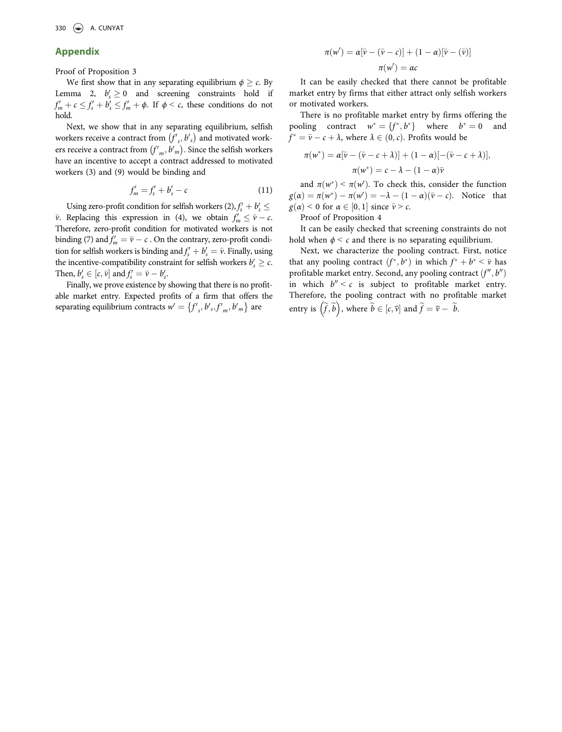## Appendix

Proof of Proposition 3

We first show that in any separating equilibrium $\phi \geq c$. By Lemma 2, $b_s' \geq 0$ and screening constraints hold if $f_m' + c \leq f_s' + b_s' \leq f_m' + \phi$. If $\phi < c$, these conditions do not hold.

Next, we show that in any separating equilibrium, selfish workers receive a contract from $\left(f'_s, b'_s\right)$ and motivated workers receive a contract from $\left(f'_m, b'_m\right)$. Since the selfish workers have an incentive to accept a contract addressed to motivated workers (3) and (9) would be binding and

$$f_m' = f_s' + b_s' - c \tag{11}$$

Using zero-profit condition for selfish workers (2), $f_s' + b_s' \leq \bar{v}$. Replacing this expression in (4), we obtain $f_m' \leq \bar{v} - c$. Therefore, zero-profit condition for motivated workers is not binding (7) and $f_m' = \bar{v} - c$. On the contrary, zero-profit condition for selfish workers is binding and $f_s' + b_s' = \bar{v}$. Finally, using the incentive-compatibility constraint for selfish workers $b_s' \geq c$. Then, $b_s' \in [c, \bar{v}]$ and $f_s' = \bar{v} - b_s'$.

Finally, we prove existence by showing that there is no profitable market entry. Expected profits of a firm that offers the separating equilibrium contracts $w' = \left\{f'_s, b'_s, f'_m, b'_m\right\}$ are

$$\pi(w') = \alpha[\bar{v} - (\bar{v} - c)] + (1 - \alpha)[\bar{v} - (\bar{v})]$$

$$\pi(w') = \alpha c$$

It can be easily checked that there cannot be profitable market entry by firms that either attract only selfish workers or motivated workers.

There is no profitable market entry by firms offering the pooling contract $w^* = \{f^*, b^*\}$ where $b^* = 0$ and $f^* = \bar{v} - c + \lambda$, where $\lambda \in (0, c)$. Profits would be

$$\pi(w^*) = \alpha[\bar{v} - (\bar{v} - c + \lambda)] + (1 - \alpha)[-(\bar{v} - c + \lambda)],$$

$$\pi(w^*) = c - \lambda - (1 - \alpha)\bar{v}$$

and $\pi(w^*) < \pi(w')$. To check this, consider the function $g(\alpha) = \pi(w^*) - \pi(w') = -\lambda - (1 - \alpha)(\bar{v} - c)$. Notice that $g(\alpha) < 0$ for $\alpha \in [0, 1]$ since $\bar{v} > c$.

Proof of Proposition 4

It can be easily checked that screening constraints do not hold when $\phi < c$ and there is no separating equilibrium.

Next, we characterize the pooling contract. First, notice that any pooling contract $(f^*, b^*)$ in which $f^* + b^* < \bar{v}$ has profitable market entry. Second, any pooling contract $(f'', b'')$ in which $b'' < c$ is subject to profitable market entry. Therefore, the pooling contract with no profitable market entry is $\left(\widetilde{f}, \widetilde{b}\right)$, where $\widetilde{b} \in [c, \bar{v}]$ and $\widetilde{f} = \bar{v} - \widetilde{b}$.